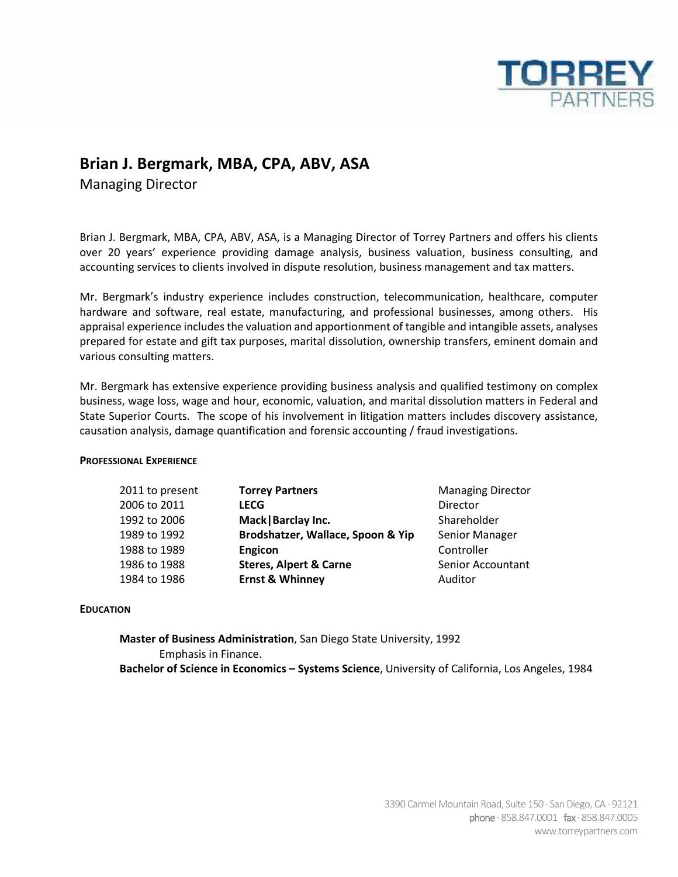TORREY PARTNERS

# Brian J. Bergmark, MBA, CPA, ABV, ASA

Managing Director

Brian J. Bergmark, MBA, CPA, ABV, ASA, is a Managing Director of Torrey Partners and offers his clients over 20 years' experience providing damage analysis, business valuation, business consulting, and accounting services to clients involved in dispute resolution, business management and tax matters.

Mr. Bergmark's industry experience includes construction, telecommunication, healthcare, computer hardware and software, real estate, manufacturing, and professional businesses, among others. His appraisal experience includes the valuation and apportionment of tangible and intangible assets, analyses prepared for estate and gift tax purposes, marital dissolution, ownership transfers, eminent domain and various consulting matters.

Mr. Bergmark has extensive experience providing business analysis and qualified testimony on complex business, wage loss, wage and hour, economic, valuation, and marital dissolution matters in Federal and State Superior Courts. The scope of his involvement in litigation matters includes discovery assistance, causation analysis, damage quantification and forensic accounting / fraud investigations.

## Professional Experience

| | | |
|---|---|---|
| 2011 to present | **Torrey Partners** | Managing Director |
| 2006 to 2011 | **LECG** | Director |
| 1992 to 2006 | **Mack\|Barclay Inc.** | Shareholder |
| 1989 to 1992 | **Brodshatzer, Wallace, Spoon & Yip** | Senior Manager |
| 1988 to 1989 | **Engicon** | Controller |
| 1986 to 1988 | **Steres, Alpert & Carne** | Senior Accountant |
| 1984 to 1986 | **Ernst & Whinney** | Auditor |

## Education

**Master of Business Administration**, San Diego State University, 1992
Emphasis in Finance.

**Bachelor of Science in Economics – Systems Science**, University of California, Los Angeles, 1984

3390 Carmel Mountain Road, Suite 150 · San Diego, CA · 92121
phone · 858.847.0001 fax · 858.847.0005
www.torreypartners.com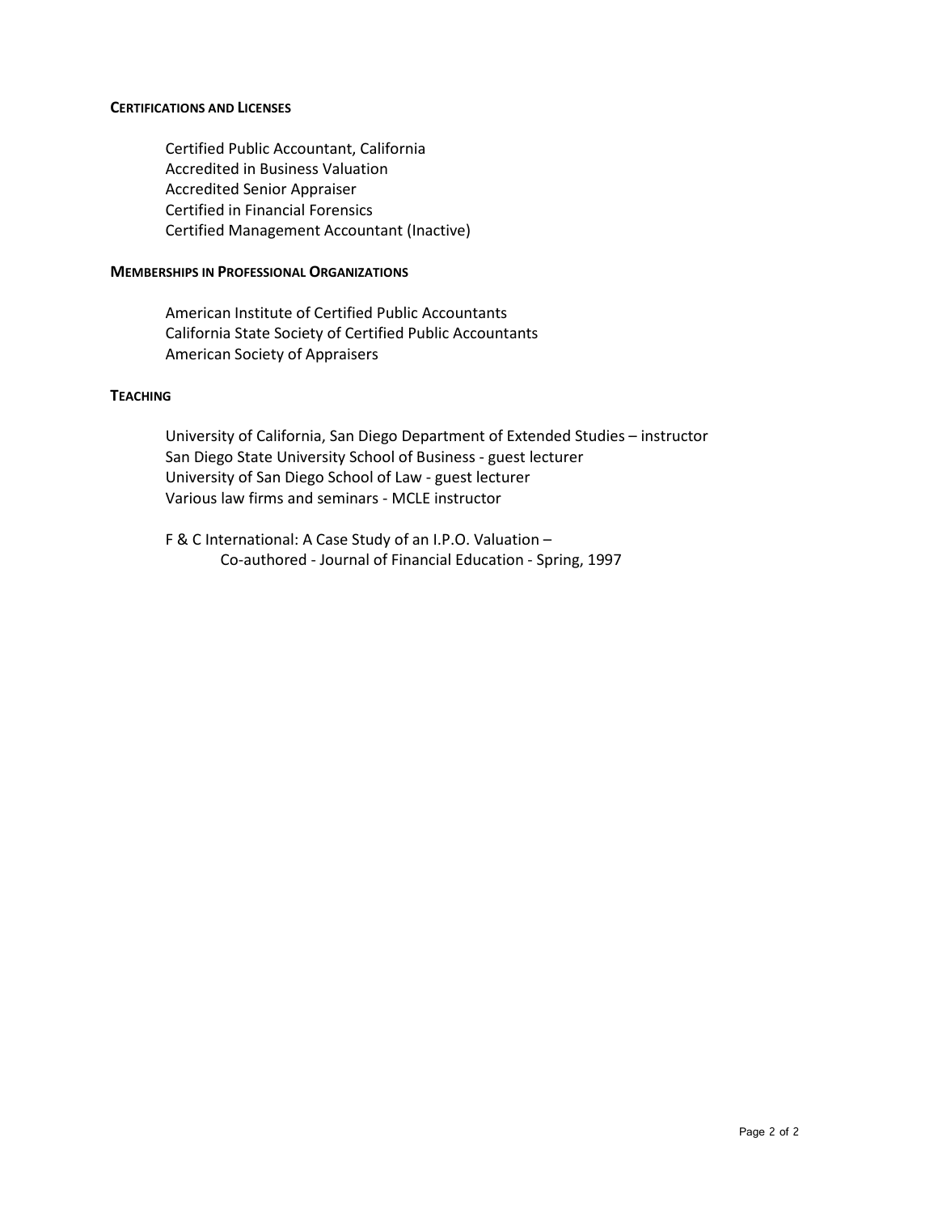## Certifications and Licenses

Certified Public Accountant, California
Accredited in Business Valuation
Accredited Senior Appraiser
Certified in Financial Forensics
Certified Management Accountant (Inactive)

## Memberships in Professional Organizations

American Institute of Certified Public Accountants
California State Society of Certified Public Accountants
American Society of Appraisers

## Teaching

University of California, San Diego Department of Extended Studies – instructor
San Diego State University School of Business - guest lecturer
University of San Diego School of Law - guest lecturer
Various law firms and seminars - MCLE instructor

F & C International: A Case Study of an I.P.O. Valuation –
Co-authored - Journal of Financial Education - Spring, 1997